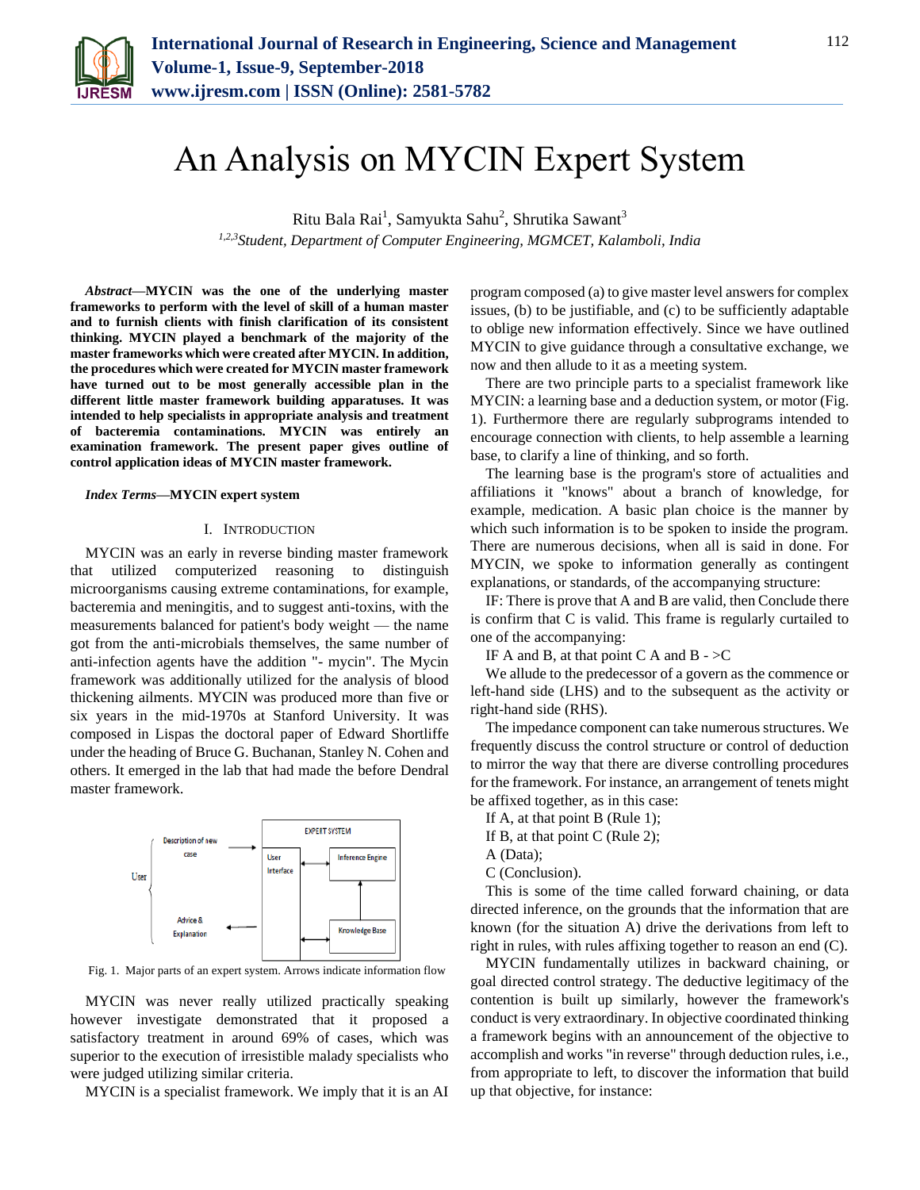# An Analysis on MYCIN Expert System

Ritu Bala Rai[1], Samyukta Sahu[2], Shrutika Sawant[3]

[1,2,3]*Student, Department of Computer Engineering, MGMCET, Kalamboli, India*

***Abstract*—MYCIN was the one of the underlying master frameworks to perform with the level of skill of a human master and to furnish clients with finish clarification of its consistent thinking. MYCIN played a benchmark of the majority of the master frameworks which were created after MYCIN. In addition, the procedures which were created for MYCIN master framework have turned out to be most generally accessible plan in the different little master framework building apparatuses. It was intended to help specialists in appropriate analysis and treatment of bacteremia contaminations. MYCIN was entirely an examination framework. The present paper gives outline of control application ideas of MYCIN master framework.**

***Index Terms*—MYCIN expert system**

## I. Introduction

MYCIN was an early in reverse binding master framework that utilized computerized reasoning to distinguish microorganisms causing extreme contaminations, for example, bacteremia and meningitis, and to suggest anti-toxins, with the measurements balanced for patient's body weight — the name got from the anti-microbials themselves, the same number of anti-infection agents have the addition "- mycin". The Mycin framework was additionally utilized for the analysis of blood thickening ailments. MYCIN was produced more than five or six years in the mid-1970s at Stanford University. It was composed in Lispas the doctoral paper of Edward Shortliffe under the heading of Bruce G. Buchanan, Stanley N. Cohen and others. It emerged in the lab that had made the before Dendral master framework.

Fig. 1. Major parts of an expert system. Arrows indicate information flow

MYCIN was never really utilized practically speaking however investigate demonstrated that it proposed a satisfactory treatment in around 69% of cases, which was superior to the execution of irresistible malady specialists who were judged utilizing similar criteria.

MYCIN is a specialist framework. We imply that it is an AI program composed (a) to give master level answers for complex issues, (b) to be justifiable, and (c) to be sufficiently adaptable to oblige new information effectively. Since we have outlined MYCIN to give guidance through a consultative exchange, we now and then allude to it as a meeting system.

There are two principle parts to a specialist framework like MYCIN: a learning base and a deduction system, or motor (Fig. 1). Furthermore there are regularly subprograms intended to encourage connection with clients, to help assemble a learning base, to clarify a line of thinking, and so forth.

The learning base is the program's store of actualities and affiliations it "knows" about a branch of knowledge, for example, medication. A basic plan choice is the manner by which such information is to be spoken to inside the program. There are numerous decisions, when all is said in done. For MYCIN, we spoke to information generally as contingent explanations, or standards, of the accompanying structure:

IF: There is prove that A and B are valid, then Conclude there is confirm that C is valid. This frame is regularly curtailed to one of the accompanying:

IF A and B, at that point C A and B - >C

We allude to the predecessor of a govern as the commence or left-hand side (LHS) and to the subsequent as the activity or right-hand side (RHS).

The impedance component can take numerous structures. We frequently discuss the control structure or control of deduction to mirror the way that there are diverse controlling procedures for the framework. For instance, an arrangement of tenets might be affixed together, as in this case:

If A, at that point B (Rule 1);

If B, at that point C (Rule 2);

A (Data);

C (Conclusion).

This is some of the time called forward chaining, or data directed inference, on the grounds that the information that are known (for the situation A) drive the derivations from left to right in rules, with rules affixing together to reason an end (C).

MYCIN fundamentally utilizes in backward chaining, or goal directed control strategy. The deductive legitimacy of the contention is built up similarly, however the framework's conduct is very extraordinary. In objective coordinated thinking a framework begins with an announcement of the objective to accomplish and works "in reverse" through deduction rules, i.e., from appropriate to left, to discover the information that build up that objective, for instance: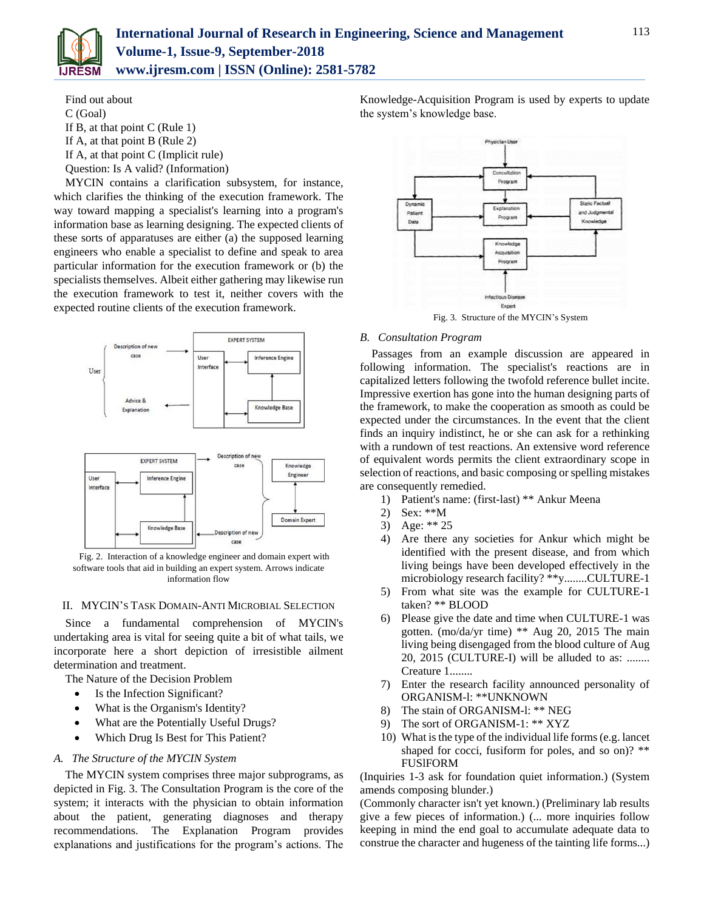Find out about
C (Goal)
If B, at that point C (Rule 1)
If A, at that point B (Rule 2)
If A, at that point C (Implicit rule)
Question: Is A valid? (Information)

MYCIN contains a clarification subsystem, for instance, which clarifies the thinking of the execution framework. The way toward mapping a specialist's learning into a program's information base as learning designing. The expected clients of these sorts of apparatuses are either (a) the supposed learning engineers who enable a specialist to define and speak to area particular information for the execution framework or (b) the specialists themselves. Albeit either gathering may likewise run the execution framework to test it, neither covers with the expected routine clients of the execution framework.

Fig. 2. Interaction of a knowledge engineer and domain expert with software tools that aid in building an expert system. Arrows indicate information flow

## II. MYCIN's Task Domain-Anti Microbial Selection

Since a fundamental comprehension of MYCIN's undertaking area is vital for seeing quite a bit of what tails, we incorporate here a short depiction of irresistible ailment determination and treatment.

The Nature of the Decision Problem

- Is the Infection Significant?
- What is the Organism's Identity?
- What are the Potentially Useful Drugs?
- Which Drug Is Best for This Patient?

### *A. The Structure of the MYCIN System*

The MYCIN system comprises three major subprograms, as depicted in Fig. 3. The Consultation Program is the core of the system; it interacts with the physician to obtain information about the patient, generating diagnoses and therapy recommendations. The Explanation Program provides explanations and justifications for the program's actions. The Knowledge-Acquisition Program is used by experts to update the system's knowledge base.

Fig. 3. Structure of the MYCIN's System

### *B. Consultation Program*

Passages from an example discussion are appeared in following information. The specialist's reactions are in capitalized letters following the twofold reference bullet incite. Impressive exertion has gone into the human designing parts of the framework, to make the cooperation as smooth as could be expected under the circumstances. In the event that the client finds an inquiry indistinct, he or she can ask for a rethinking with a rundown of test reactions. An extensive word reference of equivalent words permits the client extraordinary scope in selection of reactions, and basic composing or spelling mistakes are consequently remedied.

1) Patient's name: (first-last) ** Ankur Meena
2) Sex: **M
3) Age: ** 25
4) Are there any societies for Ankur which might be identified with the present disease, and from which living beings have been developed effectively in the microbiology research facility? **y........CULTURE-1
5) From what site was the example for CULTURE-1 taken? ** BLOOD
6) Please give the date and time when CULTURE-1 was gotten. (mo/da/yr time) ** Aug 20, 2015 The main living being disengaged from the blood culture of Aug 20, 2015 (CULTURE-I) will be alluded to as: ........ Creature 1........
7) Enter the research facility announced personality of ORGANISM-l: **UNKNOWN
8) The stain of ORGANISM-l: ** NEG
9) The sort of ORGANISM-1: ** XYZ
10) What is the type of the individual life forms (e.g. lancet shaped for cocci, fusiform for poles, and so on)? ** FUSIFORM

(Inquiries 1-3 ask for foundation quiet information.) (System amends composing blunder.)
(Commonly character isn't yet known.) (Preliminary lab results give a few pieces of information.) (... more inquiries follow keeping in mind the end goal to accumulate adequate data to construe the character and hugeness of the tainting life forms...)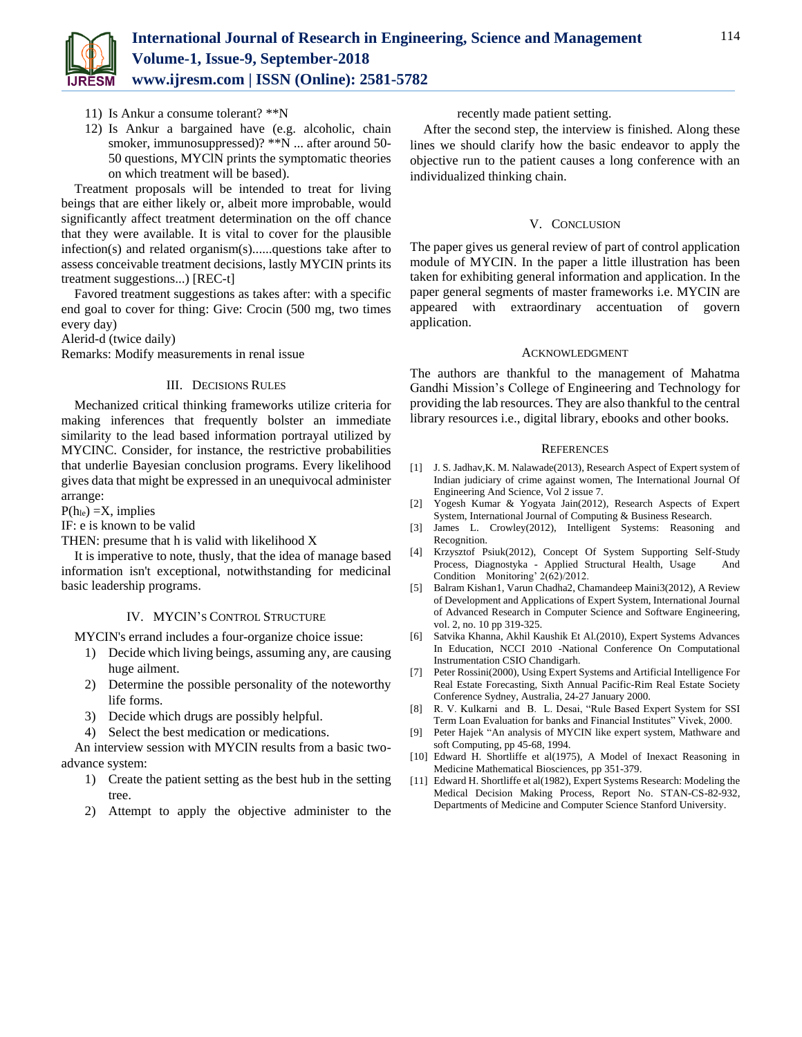11) Is Ankur a consume tolerant? **N
12) Is Ankur a bargained have (e.g. alcoholic, chain smoker, immunosuppressed)? **N ... after around 50-50 questions, MYClN prints the symptomatic theories on which treatment will be based).

Treatment proposals will be intended to treat for living beings that are either likely or, albeit more improbable, would significantly affect treatment determination on the off chance that they were available. It is vital to cover for the plausible infection(s) and related organism(s)......questions take after to assess conceivable treatment decisions, lastly MYCIN prints its treatment suggestions...) [REC-t]

Favored treatment suggestions as takes after: with a specific end goal to cover for thing: Give: Crocin (500 mg, two times every day)

Alerid-d (twice daily)

Remarks: Modify measurements in renal issue

## III. Decisions Rules

Mechanized critical thinking frameworks utilize criteria for making inferences that frequently bolster an immediate similarity to the lead based information portrayal utilized by MYCINC. Consider, for instance, the restrictive probabilities that underlie Bayesian conclusion programs. Every likelihood gives data that might be expressed in an unequivocal administer arrange:

$P(h_{le}) = X$, implies

IF: e is known to be valid

THEN: presume that h is valid with likelihood X

It is imperative to note, thusly, that the idea of manage based information isn't exceptional, notwithstanding for medicinal basic leadership programs.

## IV. MYCIN's Control Structure

MYCIN's errand includes a four-organize choice issue:

1) Decide which living beings, assuming any, are causing huge ailment.
2) Determine the possible personality of the noteworthy life forms.
3) Decide which drugs are possibly helpful.
4) Select the best medication or medications.

An interview session with MYCIN results from a basic two-advance system:

1) Create the patient setting as the best hub in the setting tree.
2) Attempt to apply the objective administer to the recently made patient setting.

After the second step, the interview is finished. Along these lines we should clarify how the basic endeavor to apply the objective run to the patient causes a long conference with an individualized thinking chain.

## V. Conclusion

The paper gives us general review of part of control application module of MYCIN. In the paper a little illustration has been taken for exhibiting general information and application. In the paper general segments of master frameworks i.e. MYCIN are appeared with extraordinary accentuation of govern application.

## Acknowledgment

The authors are thankful to the management of Mahatma Gandhi Mission's College of Engineering and Technology for providing the lab resources. They are also thankful to the central library resources i.e., digital library, ebooks and other books.

## References

[1] J. S. Jadhav,K. M. Nalawade(2013), Research Aspect of Expert system of Indian judiciary of crime against women, The International Journal Of Engineering And Science, Vol 2 issue 7.

[2] Yogesh Kumar & Yogyata Jain(2012), Research Aspects of Expert System, International Journal of Computing & Business Research.

[3] James L. Crowley(2012), Intelligent Systems: Reasoning and Recognition.

[4] Krzysztof Psiuk(2012), Concept Of System Supporting Self-Study Process, Diagnostyka - Applied Structural Health, Usage And Condition Monitoring' 2(62)/2012.

[5] Balram Kishan1, Varun Chadha2, Chamandeep Maini3(2012), A Review of Development and Applications of Expert System, International Journal of Advanced Research in Computer Science and Software Engineering, vol. 2, no. 10 pp 319-325.

[6] Satvika Khanna, Akhil Kaushik Et Al.(2010), Expert Systems Advances In Education, NCCI 2010 -National Conference On Computational Instrumentation CSIO Chandigarh.

[7] Peter Rossini(2000), Using Expert Systems and Artificial Intelligence For Real Estate Forecasting, Sixth Annual Pacific-Rim Real Estate Society Conference Sydney, Australia, 24-27 January 2000.

[8] R. V. Kulkarni and B. L. Desai, "Rule Based Expert System for SSI Term Loan Evaluation for banks and Financial Institutes" Vivek, 2000.

[9] Peter Hajek "An analysis of MYCIN like expert system, Mathware and soft Computing, pp 45-68, 1994.

[10] Edward H. Shortliffe et al(1975), A Model of Inexact Reasoning in Medicine Mathematical Biosciences, pp 351-379.

[11] Edward H. Shortliffe et al(1982), Expert Systems Research: Modeling the Medical Decision Making Process, Report No. STAN-CS-82-932, Departments of Medicine and Computer Science Stanford University.